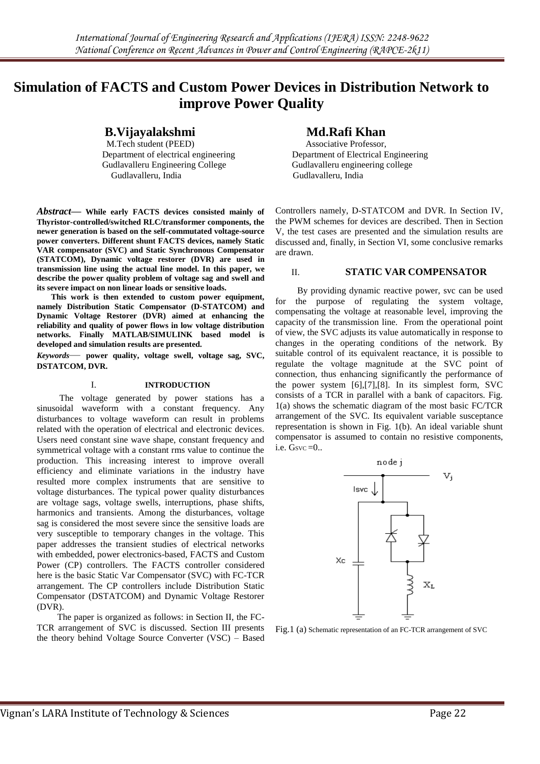# Simulation of FACTS and Custom Power Devices in Distribution Network to improve Power Quality

**B.Vijayalakshmi**
M.Tech student (PEED)
Department of electrical engineering
Gudlavalleru Engineering College
Gudlavalleru, India

**Md.Rafi Khan**
Associative Professor,
Department of Electrical Engineering
Gudlavalleru engineering college
Gudlavalleru, India

***Abstract*— While early FACTS devices consisted mainly of Thyristor-controlled/switched RLC/transformer components, the newer generation is based on the self-commutated voltage-source power converters. Different shunt FACTS devices, namely Static VAR compensator (SVC) and Static Synchronous Compensator (STATCOM), Dynamic voltage restorer (DVR) are used in transmission line using the actual line model. In this paper, we describe the power quality problem of voltage sag and swell and its severe impact on non linear loads or sensitive loads.**

**This work is then extended to custom power equipment, namely Distribution Static Compensator (D-STATCOM) and Dynamic Voltage Restorer (DVR) aimed at enhancing the reliability and quality of power flows in low voltage distribution networks. Finally MATLAB/SIMULINK based model is developed and simulation results are presented.**

***Keywords*— power quality, voltage swell, voltage sag, SVC, DSTATCOM, DVR.**

## I. INTRODUCTION

The voltage generated by power stations has a sinusoidal waveform with a constant frequency. Any disturbances to voltage waveform can result in problems related with the operation of electrical and electronic devices. Users need constant sine wave shape, constant frequency and symmetrical voltage with a constant rms value to continue the production. This increasing interest to improve overall efficiency and eliminate variations in the industry have resulted more complex instruments that are sensitive to voltage disturbances. The typical power quality disturbances are voltage sags, voltage swells, interruptions, phase shifts, harmonics and transients. Among the disturbances, voltage sag is considered the most severe since the sensitive loads are very susceptible to temporary changes in the voltage. This paper addresses the transient studies of electrical networks with embedded, power electronics-based, FACTS and Custom Power (CP) controllers. The FACTS controller considered here is the basic Static Var Compensator (SVC) with FC-TCR arrangement. The CP controllers include Distribution Static Compensator (DSTATCOM) and Dynamic Voltage Restorer (DVR).

The paper is organized as follows: in Section II, the FC-TCR arrangement of SVC is discussed. Section III presents the theory behind Voltage Source Converter (VSC) – Based Controllers namely, D-STATCOM and DVR. In Section IV, the PWM schemes for devices are described. Then in Section V, the test cases are presented and the simulation results are discussed and, finally, in Section VI, some conclusive remarks are drawn.

## II. STATIC VAR COMPENSATOR

By providing dynamic reactive power, svc can be used for the purpose of regulating the system voltage, compensating the voltage at reasonable level, improving the capacity of the transmission line. From the operational point of view, the SVC adjusts its value automatically in response to changes in the operating conditions of the network. By suitable control of its equivalent reactance, it is possible to regulate the voltage magnitude at the SVC point of connection, thus enhancing significantly the performance of the power system [6],[7],[8]. In its simplest form, SVC consists of a TCR in parallel with a bank of capacitors. Fig. 1(a) shows the schematic diagram of the most basic FC/TCR arrangement of the SVC. Its equivalent variable susceptance representation is shown in Fig. 1(b). An ideal variable shunt compensator is assumed to contain no resistive components, i.e. $G_{SVC}=0$..

Fig.1 (a) Schematic representation of an FC-TCR arrangement of SVC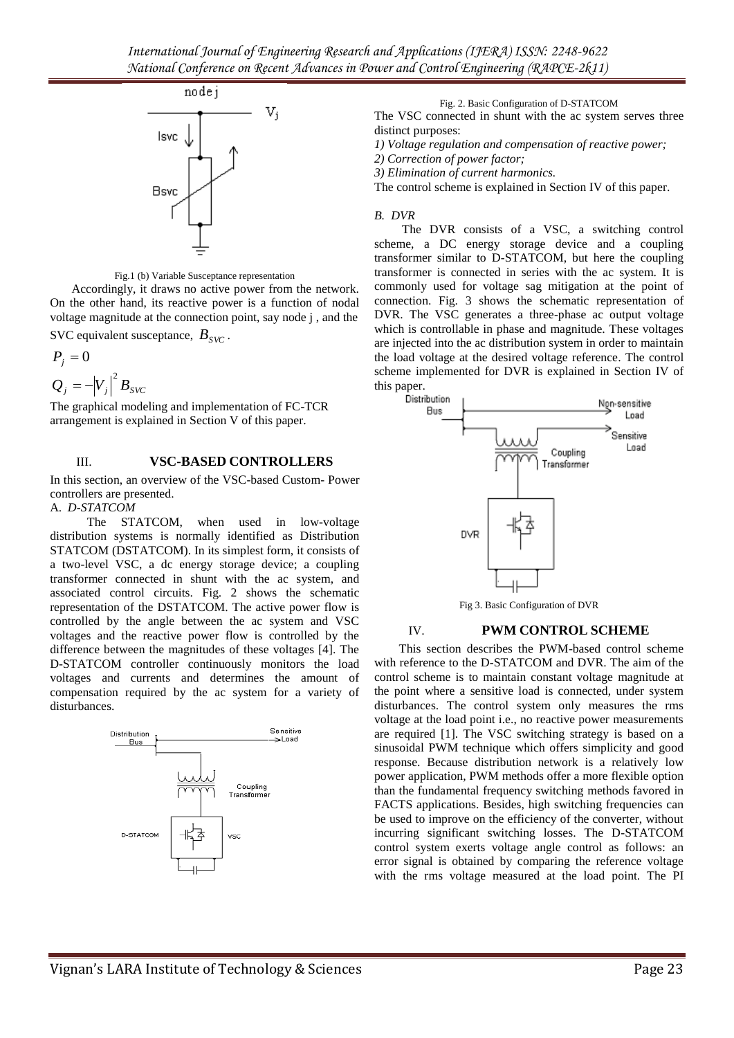Fig.1 (b) Variable Susceptance representation

Accordingly, it draws no active power from the network. On the other hand, its reactive power is a function of nodal voltage magnitude at the connection point, say node j , and the SVC equivalent susceptance, $B_{SVC}$ .

$$P_j = 0$$

$$Q_j = -|V_j|^2 B_{SVC}$$

The graphical modeling and implementation of FC-TCR arrangement is explained in Section V of this paper.

## III. VSC-BASED CONTROLLERS

In this section, an overview of the VSC-based Custom- Power controllers are presented.

### A. *D-STATCOM*

The STATCOM, when used in low-voltage distribution systems is normally identified as Distribution STATCOM (DSTATCOM). In its simplest form, it consists of a two-level VSC, a dc energy storage device; a coupling transformer connected in shunt with the ac system, and associated control circuits. Fig. 2 shows the schematic representation of the DSTATCOM. The active power flow is controlled by the angle between the ac system and VSC voltages and the reactive power flow is controlled by the difference between the magnitudes of these voltages [4]. The D-STATCOM controller continuously monitors the load voltages and currents and determines the amount of compensation required by the ac system for a variety of disturbances.

Fig. 2. Basic Configuration of D-STATCOM

The VSC connected in shunt with the ac system serves three distinct purposes:

*1) Voltage regulation and compensation of reactive power;*
*2) Correction of power factor;*
*3) Elimination of current harmonics.*

The control scheme is explained in Section IV of this paper.

### B. *DVR*

The DVR consists of a VSC, a switching control scheme, a DC energy storage device and a coupling transformer similar to D-STATCOM, but here the coupling transformer is connected in series with the ac system. It is commonly used for voltage sag mitigation at the point of connection. Fig. 3 shows the schematic representation of DVR. The VSC generates a three-phase ac output voltage which is controllable in phase and magnitude. These voltages are injected into the ac distribution system in order to maintain the load voltage at the desired voltage reference. The control scheme implemented for DVR is explained in Section IV of this paper.

Fig 3. Basic Configuration of DVR

## IV. PWM CONTROL SCHEME

This section describes the PWM-based control scheme with reference to the D-STATCOM and DVR. The aim of the control scheme is to maintain constant voltage magnitude at the point where a sensitive load is connected, under system disturbances. The control system only measures the rms voltage at the load point i.e., no reactive power measurements are required [1]. The VSC switching strategy is based on a sinusoidal PWM technique which offers simplicity and good response. Because distribution network is a relatively low power application, PWM methods offer a more flexible option than the fundamental frequency switching methods favored in FACTS applications. Besides, high switching frequencies can be used to improve on the efficiency of the converter, without incurring significant switching losses. The D-STATCOM control system exerts voltage angle control as follows: an error signal is obtained by comparing the reference voltage with the rms voltage measured at the load point. The PI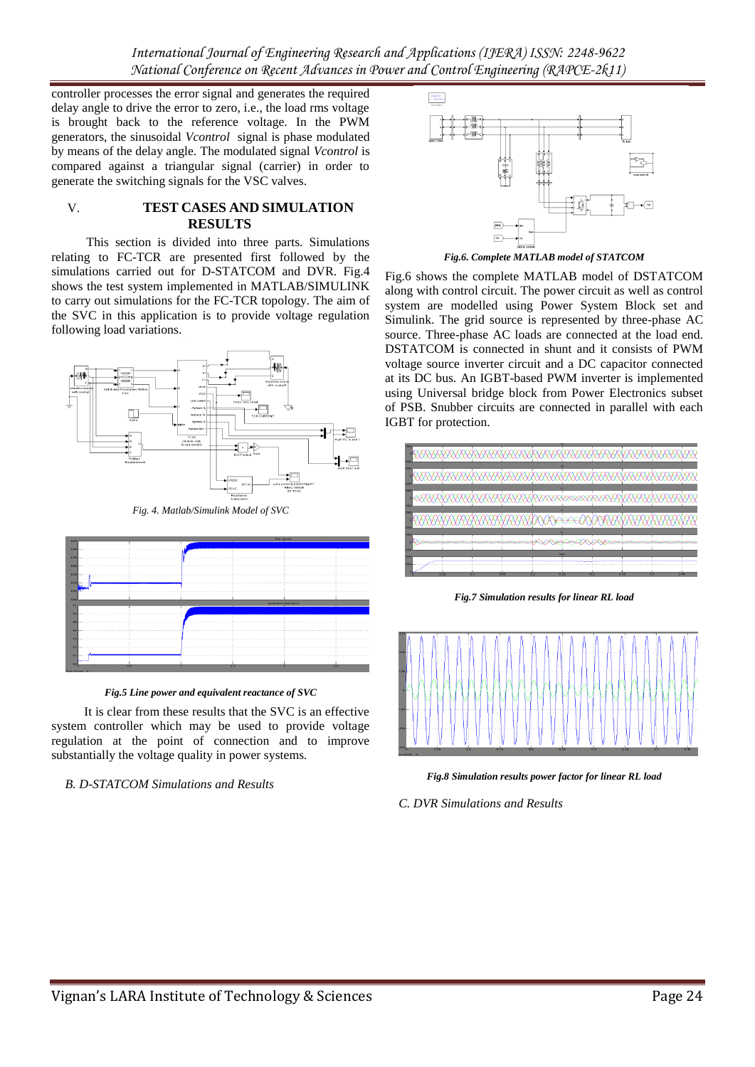controller processes the error signal and generates the required delay angle to drive the error to zero, i.e., the load rms voltage is brought back to the reference voltage. In the PWM generators, the sinusoidal *Vcontrol* signal is phase modulated by means of the delay angle. The modulated signal *Vcontrol* is compared against a triangular signal (carrier) in order to generate the switching signals for the VSC valves.

## V. TEST CASES AND SIMULATION RESULTS

This section is divided into three parts. Simulations relating to FC-TCR are presented first followed by the simulations carried out for D-STATCOM and DVR. Fig.4 shows the test system implemented in MATLAB/SIMULINK to carry out simulations for the FC-TCR topology. The aim of the SVC in this application is to provide voltage regulation following load variations.

*Fig. 4. Matlab/Simulink Model of SVC*

***Fig.5 Line power and equivalent reactance of SVC***

It is clear from these results that the SVC is an effective system controller which may be used to provide voltage regulation at the point of connection and to improve substantially the voltage quality in power systems.

### *B. D-STATCOM Simulations and Results*

***Fig.6. Complete MATLAB model of STATCOM***

Fig.6 shows the complete MATLAB model of DSTATCOM along with control circuit. The power circuit as well as control system are modelled using Power System Block set and Simulink. The grid source is represented by three-phase AC source. Three-phase AC loads are connected at the load end. DSTATCOM is connected in shunt and it consists of PWM voltage source inverter circuit and a DC capacitor connected at its DC bus. An IGBT-based PWM inverter is implemented using Universal bridge block from Power Electronics subset of PSB. Snubber circuits are connected in parallel with each IGBT for protection.

***Fig.7 Simulation results for linear RL load***

***Fig.8 Simulation results power factor for linear RL load***

### *C. DVR Simulations and Results*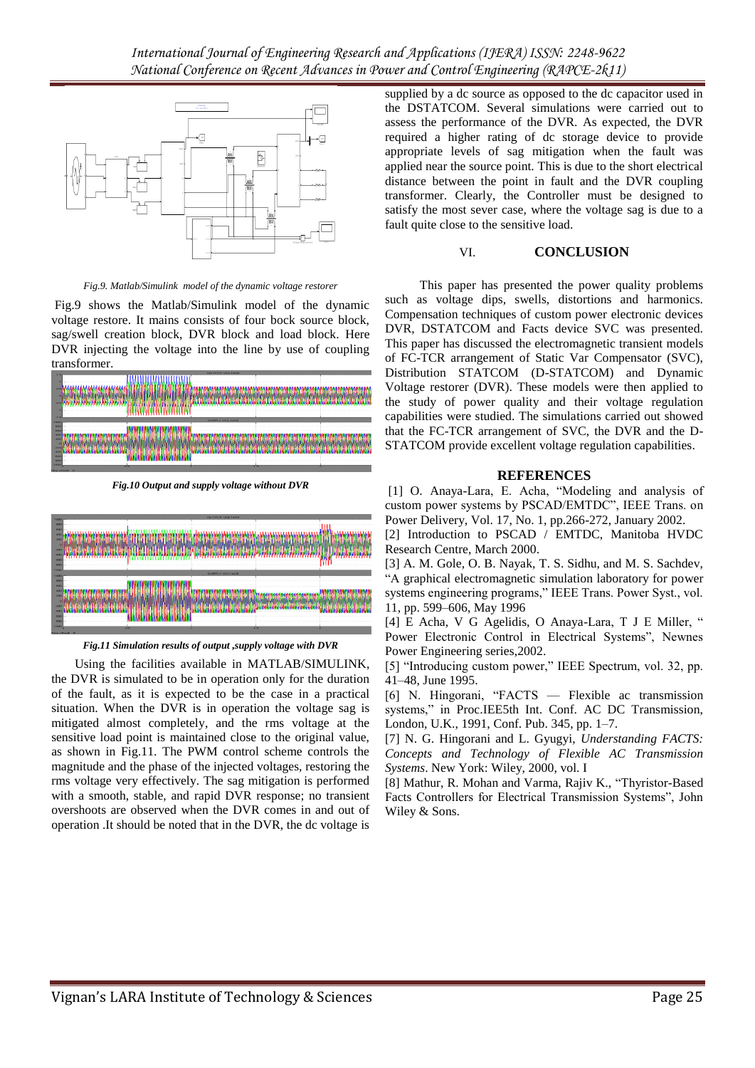*Fig.9. Matlab/Simulink model of the dynamic voltage restorer*

Fig.9 shows the Matlab/Simulink model of the dynamic voltage restore. It mains consists of four bock source block, sag/swell creation block, DVR block and load block. Here DVR injecting the voltage into the line by use of coupling transformer.

***Fig.10 Output and supply voltage without DVR***

***Fig.11 Simulation results of output ,supply voltage with DVR***

Using the facilities available in MATLAB/SIMULINK, the DVR is simulated to be in operation only for the duration of the fault, as it is expected to be the case in a practical situation. When the DVR is in operation the voltage sag is mitigated almost completely, and the rms voltage at the sensitive load point is maintained close to the original value, as shown in Fig.11. The PWM control scheme controls the magnitude and the phase of the injected voltages, restoring the rms voltage very effectively. The sag mitigation is performed with a smooth, stable, and rapid DVR response; no transient overshoots are observed when the DVR comes in and out of operation .It should be noted that in the DVR, the dc voltage is supplied by a dc source as opposed to the dc capacitor used in the DSTATCOM. Several simulations were carried out to assess the performance of the DVR. As expected, the DVR required a higher rating of dc storage device to provide appropriate levels of sag mitigation when the fault was applied near the source point. This is due to the short electrical distance between the point in fault and the DVR coupling transformer. Clearly, the Controller must be designed to satisfy the most sever case, where the voltage sag is due to a fault quite close to the sensitive load.

## VI. CONCLUSION

This paper has presented the power quality problems such as voltage dips, swells, distortions and harmonics. Compensation techniques of custom power electronic devices DVR, DSTATCOM and Facts device SVC was presented. This paper has discussed the electromagnetic transient models of FC-TCR arrangement of Static Var Compensator (SVC), Distribution STATCOM (D-STATCOM) and Dynamic Voltage restorer (DVR). These models were then applied to the study of power quality and their voltage regulation capabilities were studied. The simulations carried out showed that the FC-TCR arrangement of SVC, the DVR and the D-STATCOM provide excellent voltage regulation capabilities.

## REFERENCES

[1] O. Anaya-Lara, E. Acha, "Modeling and analysis of custom power systems by PSCAD/EMTDC", IEEE Trans. on Power Delivery, Vol. 17, No. 1, pp.266-272, January 2002.

[2] Introduction to PSCAD / EMTDC, Manitoba HVDC Research Centre, March 2000.

[3] A. M. Gole, O. B. Nayak, T. S. Sidhu, and M. S. Sachdev, "A graphical electromagnetic simulation laboratory for power systems engineering programs," IEEE Trans. Power Syst., vol. 11, pp. 599–606, May 1996

[4] E Acha, V G Agelidis, O Anaya-Lara, T J E Miller, " Power Electronic Control in Electrical Systems", Newnes Power Engineering series,2002.

[5] "Introducing custom power," IEEE Spectrum, vol. 32, pp. 41–48, June 1995.

[6] N. Hingorani, "FACTS — Flexible ac transmission systems," in Proc.IEE5th Int. Conf. AC DC Transmission, London, U.K., 1991, Conf. Pub. 345, pp. 1–7.

[7] N. G. Hingorani and L. Gyugyi, *Understanding FACTS: Concepts and Technology of Flexible AC Transmission Systems*. New York: Wiley, 2000, vol. I

[8] Mathur, R. Mohan and Varma, Rajiv K., "Thyristor-Based Facts Controllers for Electrical Transmission Systems", John Wiley & Sons.